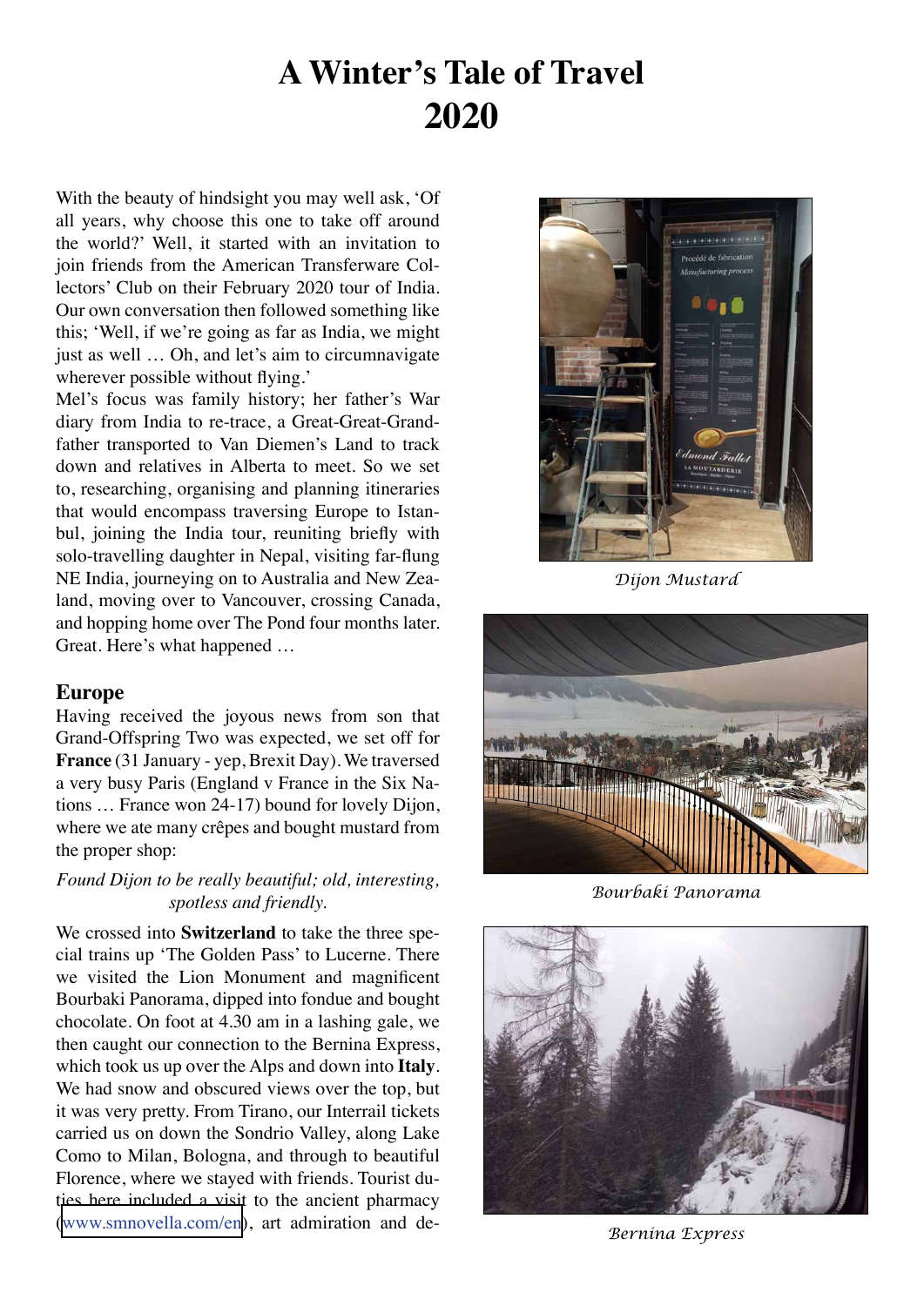# A Winter's Tale of Travel 2020

With the beauty of hindsight you may well ask, 'Of all years, why choose this one to take off around the world?' Well, it started with an invitation to join friends from the American Transferware Collectors' Club on their February 2020 tour of India. Our own conversation then followed something like this; 'Well, if we're going as far as India, we might just as well … Oh, and let's aim to circumnavigate wherever possible without flying.'

Mel's focus was family history; her father's War diary from India to re-trace, a Great-Great-Grandfather transported to Van Diemen's Land to track down and relatives in Alberta to meet. So we set to, researching, organising and planning itineraries that would encompass traversing Europe to Istanbul, joining the India tour, reuniting briefly with solo-travelling daughter in Nepal, visiting far-flung NE India, journeying on to Australia and New Zealand, moving over to Vancouver, crossing Canada, and hopping home over The Pond four months later. Great. Here's what happened …

## Europe

Having received the joyous news from son that Grand-Offspring Two was expected, we set off for **France** (31 January - yep, Brexit Day). We traversed a very busy Paris (England v France in the Six Nations … France won 24-17) bound for lovely Dijon, where we ate many crêpes and bought mustard from the proper shop:

*Found Dijon to be really beautiful; old, interesting, spotless and friendly.*

We crossed into **Switzerland** to take the three special trains up 'The Golden Pass' to Lucerne. There we visited the Lion Monument and magnificent Bourbaki Panorama, dipped into fondue and bought chocolate. On foot at 4.30 am in a lashing gale, we then caught our connection to the Bernina Express, which took us up over the Alps and down into **Italy**. We had snow and obscured views over the top, but it was very pretty. From Tirano, our Interrail tickets carried us on down the Sondrio Valley, along Lake Como to Milan, Bologna, and through to beautiful Florence, where we stayed with friends. Tourist duties here included a visit to the ancient pharmacy (www.smnovella.com/en), art admiration and de-

*Dijon Mustard*

*Bourbaki Panorama*

*Bernina Express*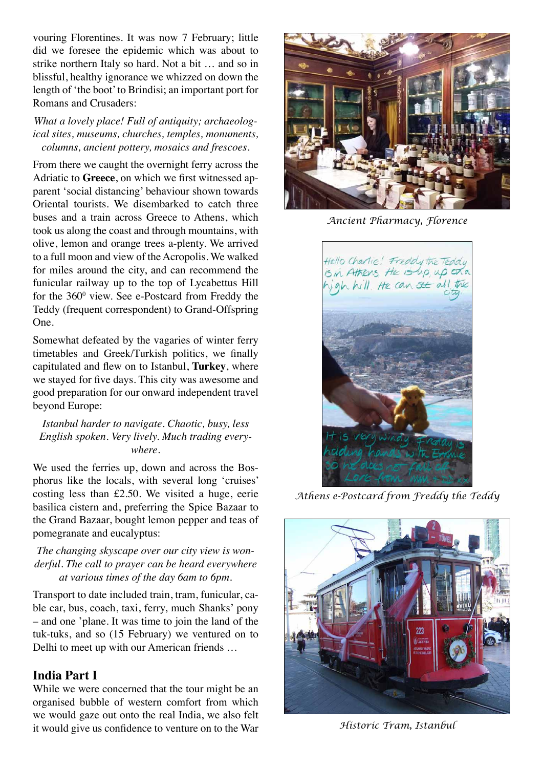vouring Florentines. It was now 7 February; little did we foresee the epidemic which was about to strike northern Italy so hard. Not a bit … and so in blissful, healthy ignorance we whizzed on down the length of 'the boot' to Brindisi; an important port for Romans and Crusaders:

*What a lovely place! Full of antiquity; archaeological sites, museums, churches, temples, monuments, columns, ancient pottery, mosaics and frescoes.*

From there we caught the overnight ferry across the Adriatic to **Greece**, on which we first witnessed apparent 'social distancing' behaviour shown towards Oriental tourists. We disembarked to catch three buses and a train across Greece to Athens, which took us along the coast and through mountains, with olive, lemon and orange trees a-plenty. We arrived to a full moon and view of the Acropolis. We walked for miles around the city, and can recommend the funicular railway up to the top of Lycabettus Hill for the 360⁰ view. See e-Postcard from Freddy the Teddy (frequent correspondent) to Grand-Offspring One.

Somewhat defeated by the vagaries of winter ferry timetables and Greek/Turkish politics, we finally capitulated and flew on to Istanbul, **Turkey**, where we stayed for five days. This city was awesome and good preparation for our onward independent travel beyond Europe:

*Istanbul harder to navigate. Chaotic, busy, less English spoken. Very lively. Much trading everywhere.*

We used the ferries up, down and across the Bosphorus like the locals, with several long 'cruises' costing less than £2.50. We visited a huge, eerie basilica cistern and, preferring the Spice Bazaar to the Grand Bazaar, bought lemon pepper and teas of pomegranate and eucalyptus:

*The changing skyscape over our city view is wonderful. The call to prayer can be heard everywhere at various times of the day 6am to 6pm.*

Transport to date included train, tram, funicular, cable car, bus, coach, taxi, ferry, much Shanks' pony – and one 'plane. It was time to join the land of the tuk-tuks, and so (15 February) we ventured on to Delhi to meet up with our American friends …

## India Part I

While we were concerned that the tour might be an organised bubble of western comfort from which we would gaze out onto the real India, we also felt it would give us confidence to venture on to the War

Ancient Pharmacy, Florence

Athens e-Postcard from Freddy the Teddy

Historic Tram, Istanbul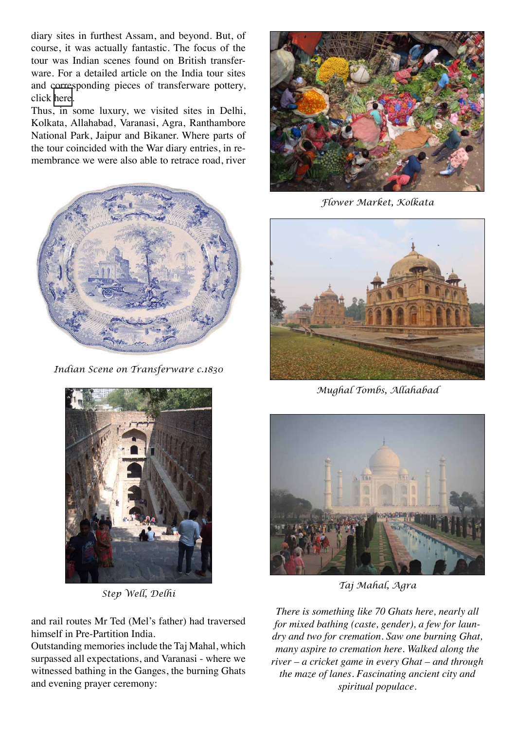diary sites in furthest Assam, and beyond. But, of course, it was actually fantastic. The focus of the tour was Indian scenes found on British transferware. For a detailed article on the India tour sites and corresponding pieces of transferware pottery, click here.

Thus, in some luxury, we visited sites in Delhi, Kolkata, Allahabad, Varanasi, Agra, Ranthambore National Park, Jaipur and Bikaner. Where parts of the tour coincided with the War diary entries, in remembrance we were also able to retrace road, river and rail routes Mr Ted (Mel's father) had traversed himself in Pre-Partition India.

*Indian Scene on Transferware c.1830*

*Step Well, Delhi*

Outstanding memories include the Taj Mahal, which surpassed all expectations, and Varanasi - where we witnessed bathing in the Ganges, the burning Ghats and evening prayer ceremony:

*Flower Market, Kolkata*

*Mughal Tombs, Allahabad*

*Taj Mahal, Agra*

*There is something like 70 Ghats here, nearly all for mixed bathing (caste, gender), a few for laundry and two for cremation. Saw one burning Ghat, many aspire to cremation here. Walked along the river – a cricket game in every Ghat – and through the maze of lanes. Fascinating ancient city and spiritual populace.*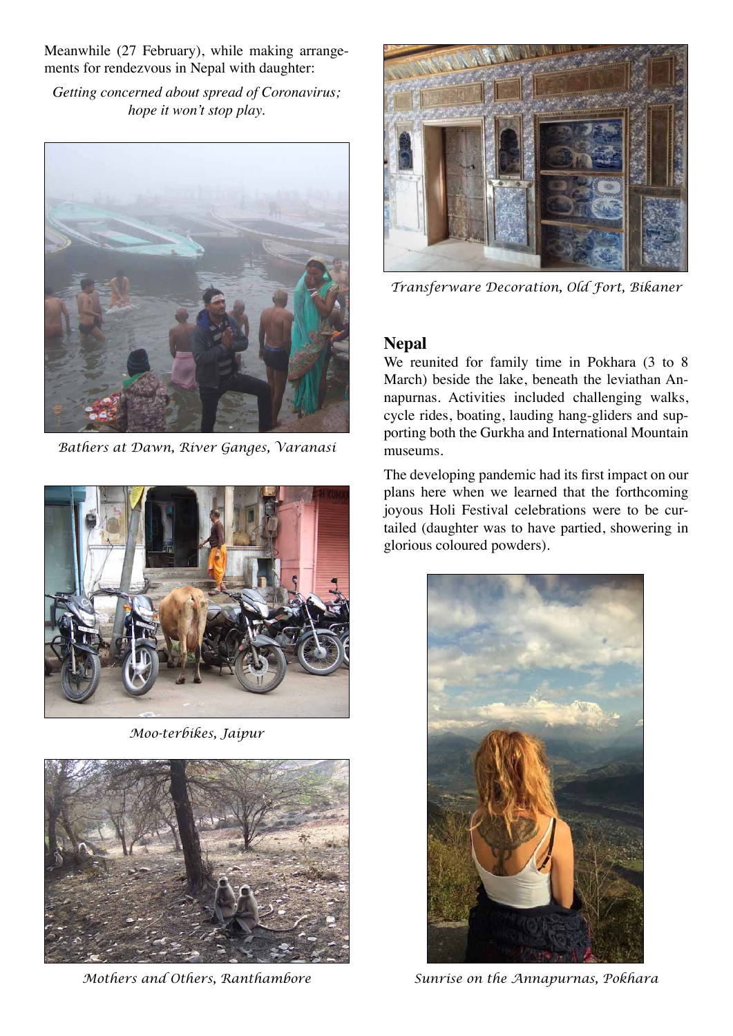Meanwhile (27 February), while making arrangements for rendezvous in Nepal with daughter:

*Getting concerned about spread of Coronavirus; hope it won't stop play.*

*Bathers at Dawn, River Ganges, Varanasi*

*Moo-terbikes, Jaipur*

*Mothers and Others, Ranthambore*

*Transferware Decoration, Old Fort, Bikaner*

## Nepal

We reunited for family time in Pokhara (3 to 8 March) beside the lake, beneath the leviathan Annapurnas. Activities included challenging walks, cycle rides, boating, lauding hang-gliders and supporting both the Gurkha and International Mountain museums.

The developing pandemic had its first impact on our plans here when we learned that the forthcoming joyous Holi Festival celebrations were to be curtailed (daughter was to have partied, showering in glorious coloured powders).

*Sunrise on the Annapurnas, Pokhara*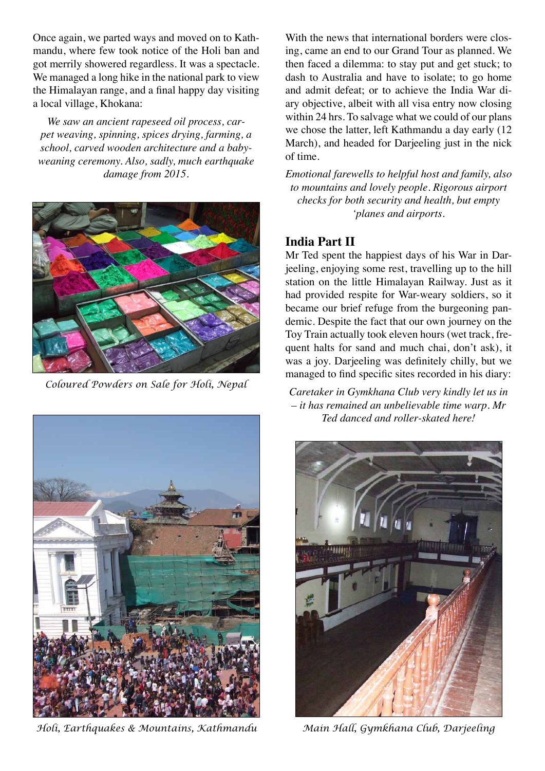Once again, we parted ways and moved on to Kathmandu, where few took notice of the Holi ban and got merrily showered regardless. It was a spectacle. We managed a long hike in the national park to view the Himalayan range, and a final happy day visiting a local village, Khokana:

*We saw an ancient rapeseed oil process, carpet weaving, spinning, spices drying, farming, a school, carved wooden architecture and a baby-weaning ceremony. Also, sadly, much earthquake damage from 2015.*

Coloured Powders on Sale for Holi, Nepal

Holi, Earthquakes & Mountains, Kathmandu

With the news that international borders were closing, came an end to our Grand Tour as planned. We then faced a dilemma: to stay put and get stuck; to dash to Australia and have to isolate; to go home and admit defeat; or to achieve the India War diary objective, albeit with all visa entry now closing within 24 hrs. To salvage what we could of our plans we chose the latter, left Kathmandu a day early (12 March), and headed for Darjeeling just in the nick of time.

*Emotional farewells to helpful host and family, also to mountains and lovely people. Rigorous airport checks for both security and health, but empty 'planes and airports.*

## India Part II

Mr Ted spent the happiest days of his War in Darjeeling, enjoying some rest, travelling up to the hill station on the little Himalayan Railway. Just as it had provided respite for War-weary soldiers, so it became our brief refuge from the burgeoning pandemic. Despite the fact that our own journey on the Toy Train actually took eleven hours (wet track, frequent halts for sand and much chai, don't ask), it was a joy. Darjeeling was definitely chilly, but we managed to find specific sites recorded in his diary:

*Caretaker in Gymkhana Club very kindly let us in – it has remained an unbelievable time warp. Mr Ted danced and roller-skated here!*

Main Hall, Gymkhana Club, Darjeeling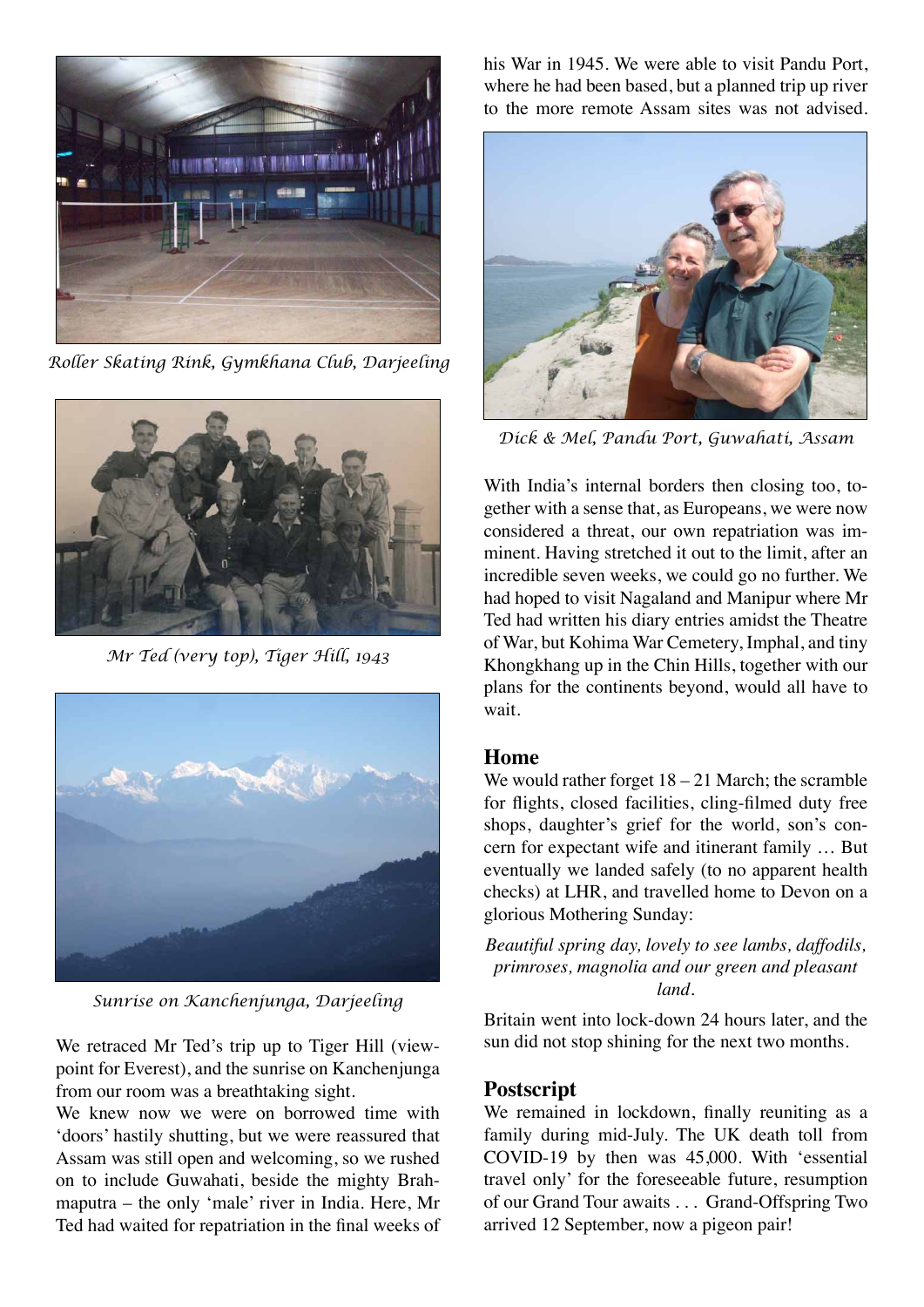Roller Skating Rink, Gymkhana Club, Darjeeling

Mr Ted (very top), Tiger Hill, 1943

Sunrise on Kanchenjunga, Darjeeling

We retraced Mr Ted's trip up to Tiger Hill (viewpoint for Everest), and the sunrise on Kanchenjunga from our room was a breathtaking sight.

We knew now we were on borrowed time with 'doors' hastily shutting, but we were reassured that Assam was still open and welcoming, so we rushed on to include Guwahati, beside the mighty Brahmaputra – the only 'male' river in India. Here, Mr Ted had waited for repatriation in the final weeks of his War in 1945. We were able to visit Pandu Port, where he had been based, but a planned trip up river to the more remote Assam sites was not advised.

Dick & Mel, Pandu Port, Guwahati, Assam

With India's internal borders then closing too, together with a sense that, as Europeans, we were now considered a threat, our own repatriation was imminent. Having stretched it out to the limit, after an incredible seven weeks, we could go no further. We had hoped to visit Nagaland and Manipur where Mr Ted had written his diary entries amidst the Theatre of War, but Kohima War Cemetery, Imphal, and tiny Khongkhang up in the Chin Hills, together with our plans for the continents beyond, would all have to wait.

## Home

We would rather forget 18 – 21 March; the scramble for flights, closed facilities, cling-filmed duty free shops, daughter's grief for the world, son's concern for expectant wife and itinerant family … But eventually we landed safely (to no apparent health checks) at LHR, and travelled home to Devon on a glorious Mothering Sunday:

*Beautiful spring day, lovely to see lambs, daffodils, primroses, magnolia and our green and pleasant land.*

Britain went into lock-down 24 hours later, and the sun did not stop shining for the next two months.

## Postscript

We remained in lockdown, finally reuniting as a family during mid-July. The UK death toll from COVID-19 by then was 45,000. With 'essential travel only' for the foreseeable future, resumption of our Grand Tour awaits . . . Grand-Offspring Two arrived 12 September, now a pigeon pair!